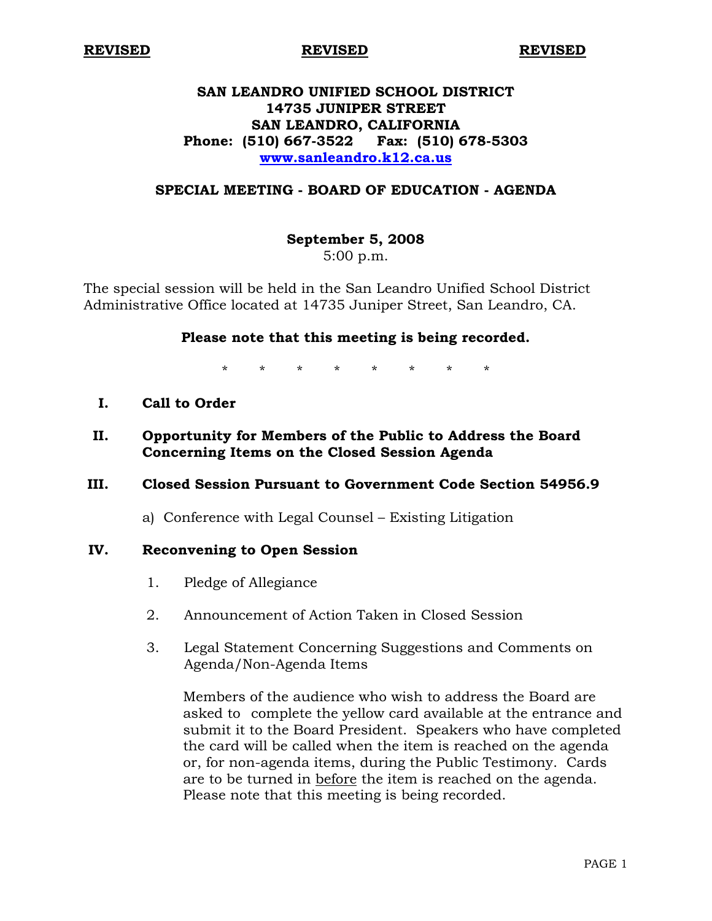**REVISED** **REVISED** **REVISED**

# SAN LEANDRO UNIFIED SCHOOL DISTRICT
**14735 JUNIPER STREET**
**SAN LEANDRO, CALIFORNIA**
**Phone: (510) 667-3522 Fax: (510) 678-5303**
**www.sanleandro.k12.ca.us**

## SPECIAL MEETING - BOARD OF EDUCATION - AGENDA

**September 5, 2008**
5:00 p.m.

The special session will be held in the San Leandro Unified School District Administrative Office located at 14735 Juniper Street, San Leandro, CA.

**Please note that this meeting is being recorded.**

\* \* \* \* \* \* \* \*

**I. Call to Order**

**II. Opportunity for Members of the Public to Address the Board Concerning Items on the Closed Session Agenda**

**III. Closed Session Pursuant to Government Code Section 54956.9**

a) Conference with Legal Counsel – Existing Litigation

**IV. Reconvening to Open Session**

1. Pledge of Allegiance
2. Announcement of Action Taken in Closed Session
3. Legal Statement Concerning Suggestions and Comments on Agenda/Non-Agenda Items

   Members of the audience who wish to address the Board are asked to complete the yellow card available at the entrance and submit it to the Board President. Speakers who have completed the card will be called when the item is reached on the agenda or, for non-agenda items, during the Public Testimony. Cards are to be turned in <u>before</u> the item is reached on the agenda. Please note that this meeting is being recorded.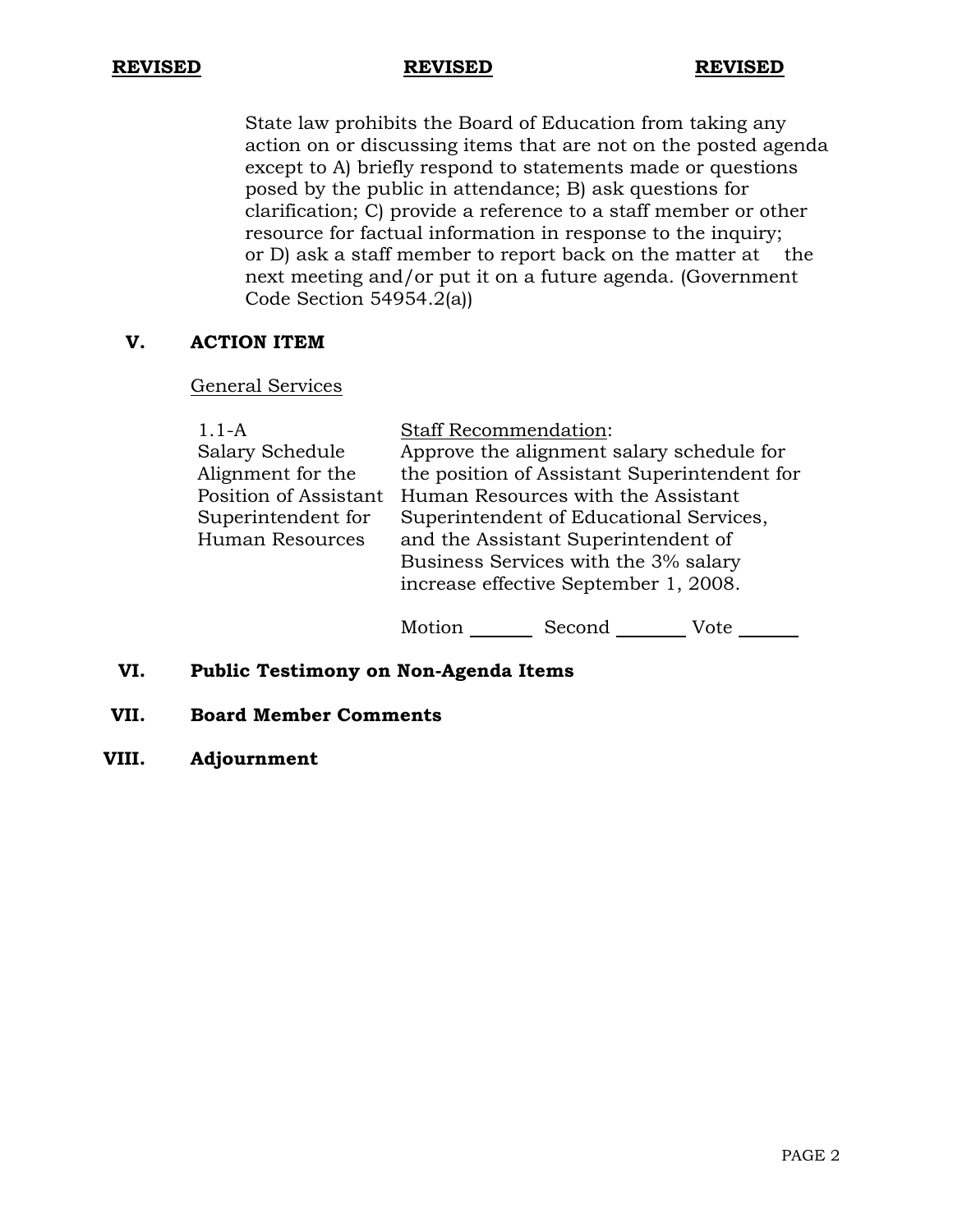**REVISED** **REVISED** **REVISED**

State law prohibits the Board of Education from taking any action on or discussing items that are not on the posted agenda except to A) briefly respond to statements made or questions posed by the public in attendance; B) ask questions for clarification; C) provide a reference to a staff member or other resource for factual information in response to the inquiry; or D) ask a staff member to report back on the matter at the next meeting and/or put it on a future agenda. (Government Code Section 54954.2(a))

## V. ACTION ITEM

General Services

| | |
|---|---|
| 1.1-A<br>Salary Schedule Alignment for the Position of Assistant Superintendent for Human Resources | Staff Recommendation:<br>Approve the alignment salary schedule for the position of Assistant Superintendent for Human Resources with the Assistant Superintendent of Educational Services, and the Assistant Superintendent of Business Services with the 3% salary increase effective September 1, 2008. |

Motion _______ Second _______ Vote _______

## VI. Public Testimony on Non-Agenda Items

## VII. Board Member Comments

## VIII. Adjournment